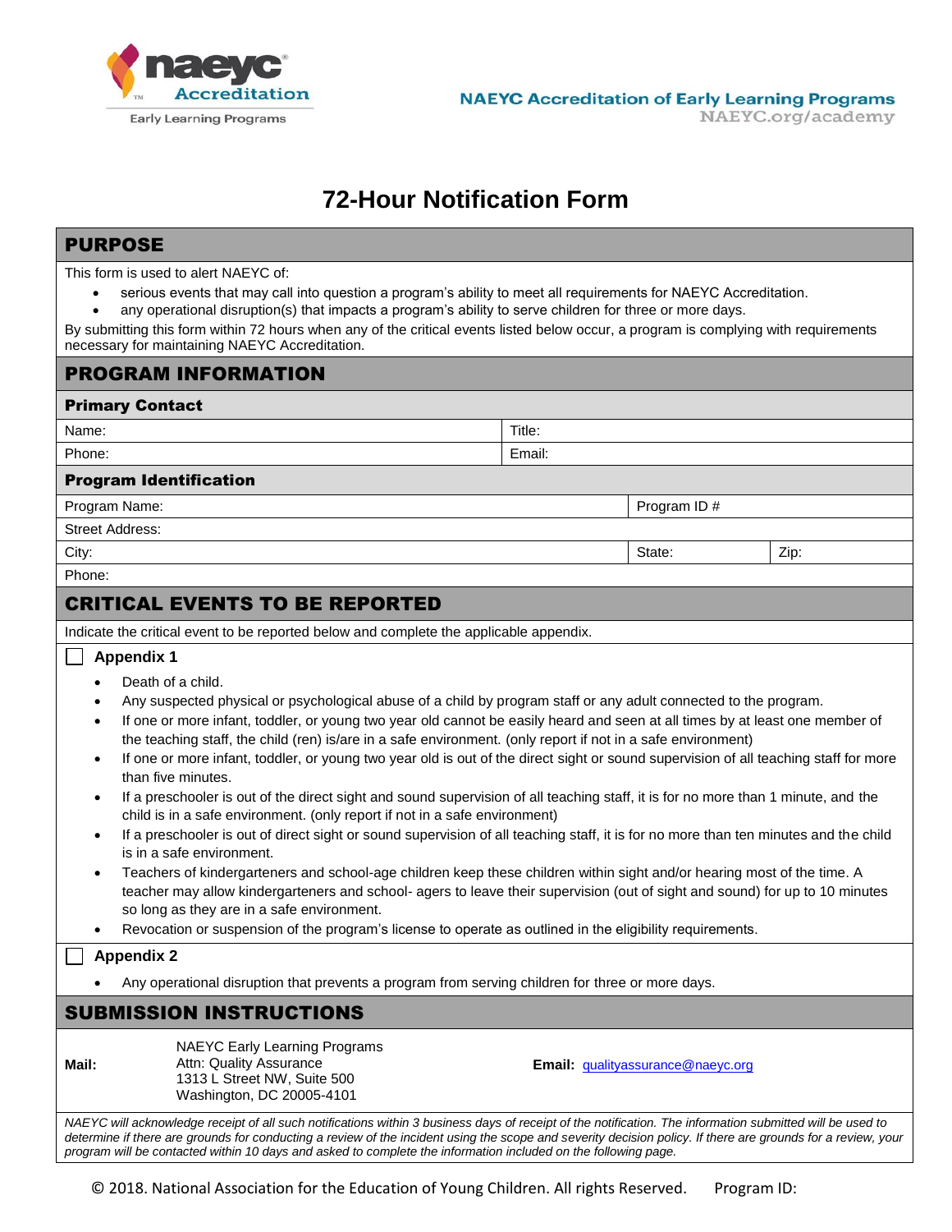NAEYC Accreditation of Early Learning Programs
NAEYC.org/academy

# 72-Hour Notification Form

## PURPOSE

This form is used to alert NAEYC of:

- serious events that may call into question a program's ability to meet all requirements for NAEYC Accreditation.
- any operational disruption(s) that impacts a program's ability to serve children for three or more days.

By submitting this form within 72 hours when any of the critical events listed below occur, a program is complying with requirements necessary for maintaining NAEYC Accreditation.

## PROGRAM INFORMATION

### Primary Contact

| Name: | Title: |
|---|---|
| Phone: | Email: |

### Program Identification

| Program Name: | Program ID # | |
|---|---|---|
| Street Address: | | |
| City: | State: | Zip: |
| Phone: | | |

## CRITICAL EVENTS TO BE REPORTED

Indicate the critical event to be reported below and complete the applicable appendix.

☐ **Appendix 1**

- Death of a child.
- Any suspected physical or psychological abuse of a child by program staff or any adult connected to the program.
- If one or more infant, toddler, or young two year old cannot be easily heard and seen at all times by at least one member of the teaching staff, the child (ren) is/are in a safe environment. (only report if not in a safe environment)
- If one or more infant, toddler, or young two year old is out of the direct sight or sound supervision of all teaching staff for more than five minutes.
- If a preschooler is out of the direct sight and sound supervision of all teaching staff, it is for no more than 1 minute, and the child is in a safe environment. (only report if not in a safe environment)
- If a preschooler is out of direct sight or sound supervision of all teaching staff, it is for no more than ten minutes and the child is in a safe environment.
- Teachers of kindergarteners and school-age children keep these children within sight and/or hearing most of the time. A teacher may allow kindergarteners and school- agers to leave their supervision (out of sight and sound) for up to 10 minutes so long as they are in a safe environment.
- Revocation or suspension of the program's license to operate as outlined in the eligibility requirements.

☐ **Appendix 2**

- Any operational disruption that prevents a program from serving children for three or more days.

## SUBMISSION INSTRUCTIONS

**Mail:**
NAEYC Early Learning Programs
Attn: Quality Assurance
1313 L Street NW, Suite 500
Washington, DC 20005-4101

**Email:** qualityassurance@naeyc.org

*NAEYC will acknowledge receipt of all such notifications within 3 business days of receipt of the notification. The information submitted will be used to determine if there are grounds for conducting a review of the incident using the scope and severity decision policy. If there are grounds for a review, your program will be contacted within 10 days and asked to complete the information included on the following page.*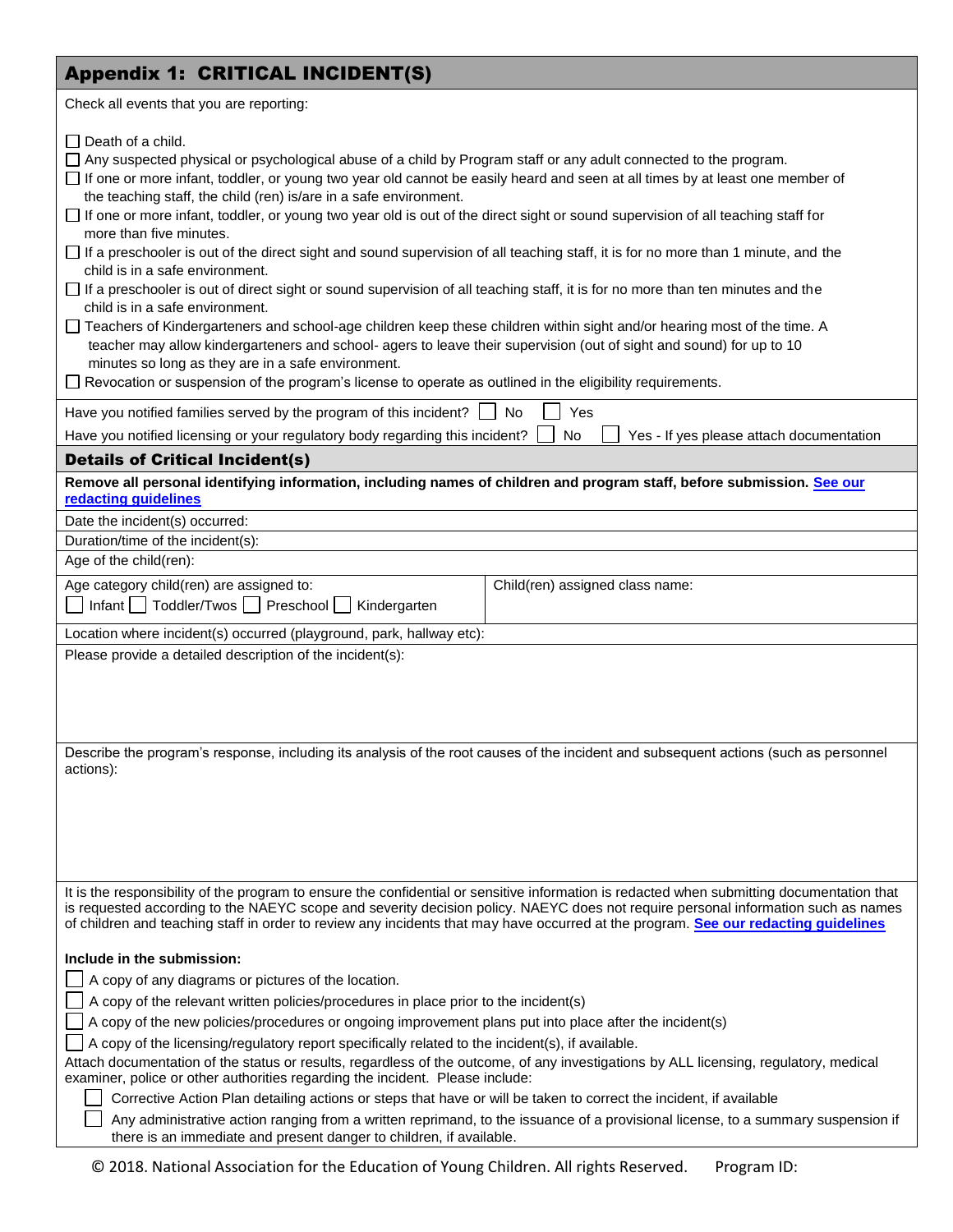## Appendix 1: CRITICAL INCIDENT(S)

Check all events that you are reporting:

- ☐ Death of a child.
- ☐ Any suspected physical or psychological abuse of a child by Program staff or any adult connected to the program.
- ☐ If one or more infant, toddler, or young two year old cannot be easily heard and seen at all times by at least one member of the teaching staff, the child (ren) is/are in a safe environment.
- ☐ If one or more infant, toddler, or young two year old is out of the direct sight or sound supervision of all teaching staff for more than five minutes.
- ☐ If a preschooler is out of the direct sight and sound supervision of all teaching staff, it is for no more than 1 minute, and the child is in a safe environment.
- ☐ If a preschooler is out of direct sight or sound supervision of all teaching staff, it is for no more than ten minutes and the child is in a safe environment.
- ☐ Teachers of Kindergarteners and school-age children keep these children within sight and/or hearing most of the time. A teacher may allow kindergarteners and school- agers to leave their supervision (out of sight and sound) for up to 10 minutes so long as they are in a safe environment.
- ☐ Revocation or suspension of the program's license to operate as outlined in the eligibility requirements.

Have you notified families served by the program of this incident? ☐ No ☐ Yes

Have you notified licensing or your regulatory body regarding this incident? ☐ No ☐ Yes - If yes please attach documentation

### Details of Critical Incident(s)

**Remove all personal identifying information, including names of children and program staff, before submission. [See our redacting guidelines]**

Date the incident(s) occurred:

Duration/time of the incident(s):

Age of the child(ren):

Age category child(ren) are assigned to:
☐ Infant ☐ Toddler/Twos ☐ Preschool ☐ Kindergarten

Child(ren) assigned class name:

Location where incident(s) occurred (playground, park, hallway etc):

Please provide a detailed description of the incident(s):

Describe the program's response, including its analysis of the root causes of the incident and subsequent actions (such as personnel actions):

It is the responsibility of the program to ensure the confidential or sensitive information is redacted when submitting documentation that is requested according to the NAEYC scope and severity decision policy. NAEYC does not require personal information such as names of children and teaching staff in order to review any incidents that may have occurred at the program. [See our redacting guidelines]

**Include in the submission:**

- ☐ A copy of any diagrams or pictures of the location.
- ☐ A copy of the relevant written policies/procedures in place prior to the incident(s)
- ☐ A copy of the new policies/procedures or ongoing improvement plans put into place after the incident(s)
- ☐ A copy of the licensing/regulatory report specifically related to the incident(s), if available.

Attach documentation of the status or results, regardless of the outcome, of any investigations by ALL licensing, regulatory, medical examiner, police or other authorities regarding the incident. Please include:

- ☐ Corrective Action Plan detailing actions or steps that have or will be taken to correct the incident, if available
- ☐ Any administrative action ranging from a written reprimand, to the issuance of a provisional license, to a summary suspension if there is an immediate and present danger to children, if available.

© 2018. National Association for the Education of Young Children. All rights Reserved. Program ID: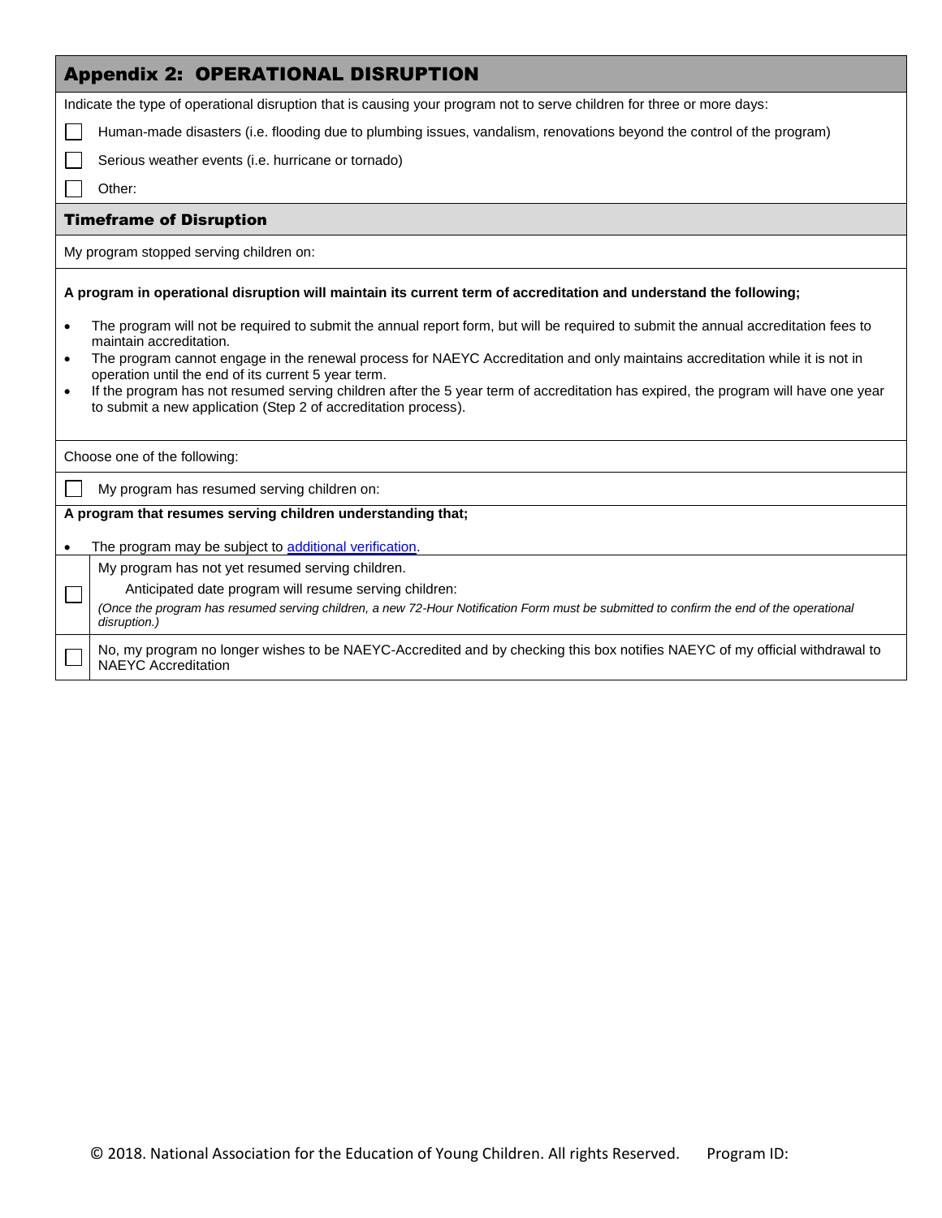## Appendix 2: OPERATIONAL DISRUPTION

Indicate the type of operational disruption that is causing your program not to serve children for three or more days:

- ☐ Human-made disasters (i.e. flooding due to plumbing issues, vandalism, renovations beyond the control of the program)
- ☐ Serious weather events (i.e. hurricane or tornado)
- ☐ Other:

### Timeframe of Disruption

My program stopped serving children on:

**A program in operational disruption will maintain its current term of accreditation and understand the following;**

- The program will not be required to submit the annual report form, but will be required to submit the annual accreditation fees to maintain accreditation.
- The program cannot engage in the renewal process for NAEYC Accreditation and only maintains accreditation while it is not in operation until the end of its current 5 year term.
- If the program has not resumed serving children after the 5 year term of accreditation has expired, the program will have one year to submit a new application (Step 2 of accreditation process).

Choose one of the following:

☐ My program has resumed serving children on:

**A program that resumes serving children understanding that;**

- The program may be subject to additional verification.

☐ My program has not yet resumed serving children.

Anticipated date program will resume serving children:

*(Once the program has resumed serving children, a new 72-Hour Notification Form must be submitted to confirm the end of the operational disruption.)*

☐ No, my program no longer wishes to be NAEYC-Accredited and by checking this box notifies NAEYC of my official withdrawal to NAEYC Accreditation

© 2018. National Association for the Education of Young Children. All rights Reserved. Program ID: